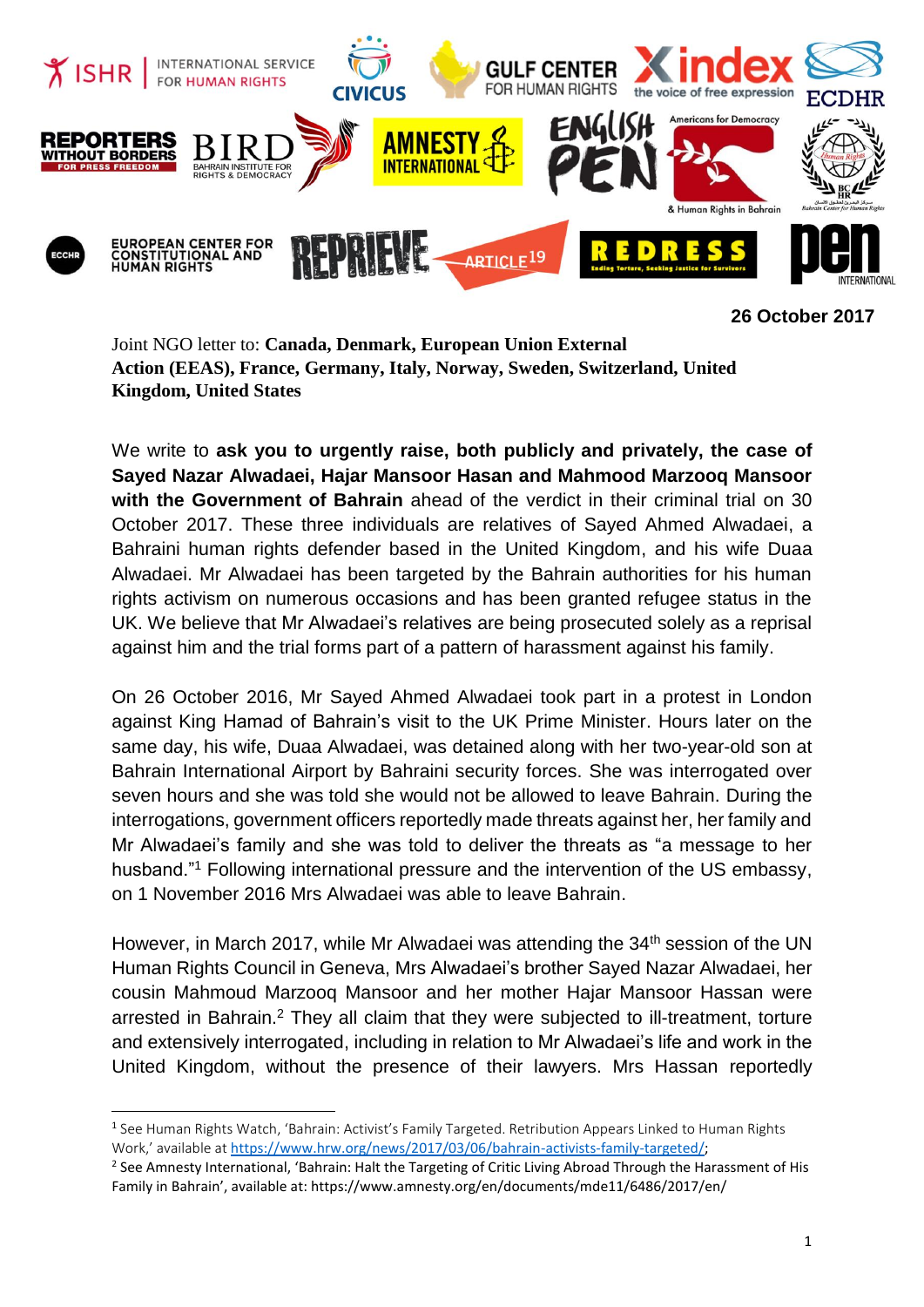**26 October 2017**

Joint NGO letter to: **Canada, Denmark, European Union External Action (EEAS), France, Germany, Italy, Norway, Sweden, Switzerland, United Kingdom, United States**

We write to **ask you to urgently raise, both publicly and privately, the case of Sayed Nazar Alwadaei, Hajar Mansoor Hasan and Mahmood Marzooq Mansoor with the Government of Bahrain** ahead of the verdict in their criminal trial on 30 October 2017. These three individuals are relatives of Sayed Ahmed Alwadaei, a Bahraini human rights defender based in the United Kingdom, and his wife Duaa Alwadaei. Mr Alwadaei has been targeted by the Bahrain authorities for his human rights activism on numerous occasions and has been granted refugee status in the UK. We believe that Mr Alwadaei's relatives are being prosecuted solely as a reprisal against him and the trial forms part of a pattern of harassment against his family.

On 26 October 2016, Mr Sayed Ahmed Alwadaei took part in a protest in London against King Hamad of Bahrain's visit to the UK Prime Minister. Hours later on the same day, his wife, Duaa Alwadaei, was detained along with her two-year-old son at Bahrain International Airport by Bahraini security forces. She was interrogated over seven hours and she was told she would not be allowed to leave Bahrain. During the interrogations, government officers reportedly made threats against her, her family and Mr Alwadaei's family and she was told to deliver the threats as "a message to her husband."[1] Following international pressure and the intervention of the US embassy, on 1 November 2016 Mrs Alwadaei was able to leave Bahrain.

However, in March 2017, while Mr Alwadaei was attending the 34th session of the UN Human Rights Council in Geneva, Mrs Alwadaei's brother Sayed Nazar Alwadaei, her cousin Mahmoud Marzooq Mansoor and her mother Hajar Mansoor Hassan were arrested in Bahrain.[2] They all claim that they were subjected to ill-treatment, torture and extensively interrogated, including in relation to Mr Alwadaei's life and work in the United Kingdom, without the presence of their lawyers. Mrs Hassan reportedly

---

[1] See Human Rights Watch, 'Bahrain: Activist's Family Targeted. Retribution Appears Linked to Human Rights Work,' available at https://www.hrw.org/news/2017/03/06/bahrain-activists-family-targeted/;

[2] See Amnesty International, 'Bahrain: Halt the Targeting of Critic Living Abroad Through the Harassment of His Family in Bahrain', available at: https://www.amnesty.org/en/documents/mde11/6486/2017/en/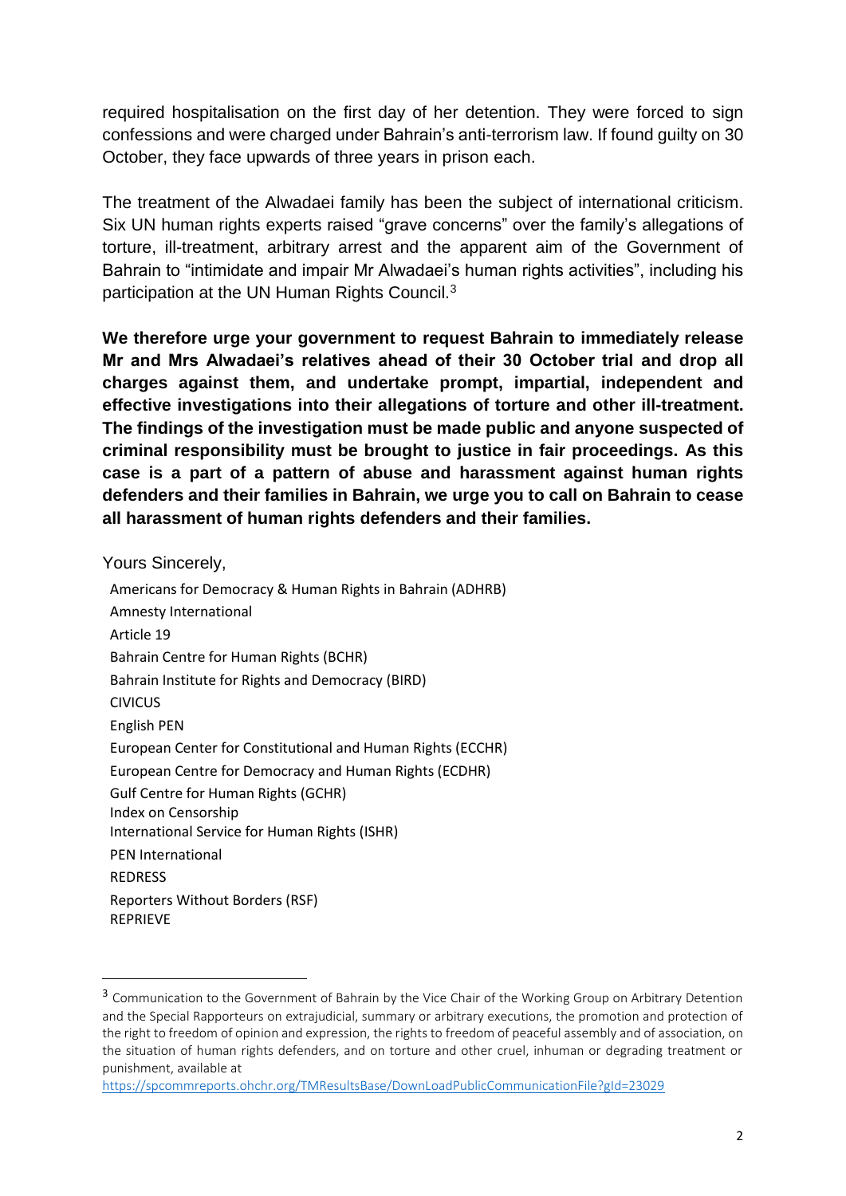required hospitalisation on the first day of her detention. They were forced to sign confessions and were charged under Bahrain's anti-terrorism law. If found guilty on 30 October, they face upwards of three years in prison each.

The treatment of the Alwadaei family has been the subject of international criticism. Six UN human rights experts raised "grave concerns" over the family's allegations of torture, ill-treatment, arbitrary arrest and the apparent aim of the Government of Bahrain to "intimidate and impair Mr Alwadaei's human rights activities", including his participation at the UN Human Rights Council.[3]

**We therefore urge your government to request Bahrain to immediately release Mr and Mrs Alwadaei's relatives ahead of their 30 October trial and drop all charges against them, and undertake prompt, impartial, independent and effective investigations into their allegations of torture and other ill-treatment. The findings of the investigation must be made public and anyone suspected of criminal responsibility must be brought to justice in fair proceedings. As this case is a part of a pattern of abuse and harassment against human rights defenders and their families in Bahrain, we urge you to call on Bahrain to cease all harassment of human rights defenders and their families.**

Yours Sincerely,

Americans for Democracy & Human Rights in Bahrain (ADHRB)
Amnesty International
Article 19
Bahrain Centre for Human Rights (BCHR)
Bahrain Institute for Rights and Democracy (BIRD)
CIVICUS
English PEN
European Center for Constitutional and Human Rights (ECCHR)
European Centre for Democracy and Human Rights (ECDHR)
Gulf Centre for Human Rights (GCHR)
Index on Censorship
International Service for Human Rights (ISHR)
PEN International
REDRESS
Reporters Without Borders (RSF)
REPRIEVE

[3] Communication to the Government of Bahrain by the Vice Chair of the Working Group on Arbitrary Detention and the Special Rapporteurs on extrajudicial, summary or arbitrary executions, the promotion and protection of the right to freedom of opinion and expression, the rights to freedom of peaceful assembly and of association, on the situation of human rights defenders, and on torture and other cruel, inhuman or degrading treatment or punishment, available at https://spcommreports.ohchr.org/TMResultsBase/DownLoadPublicCommunicationFile?gId=23029